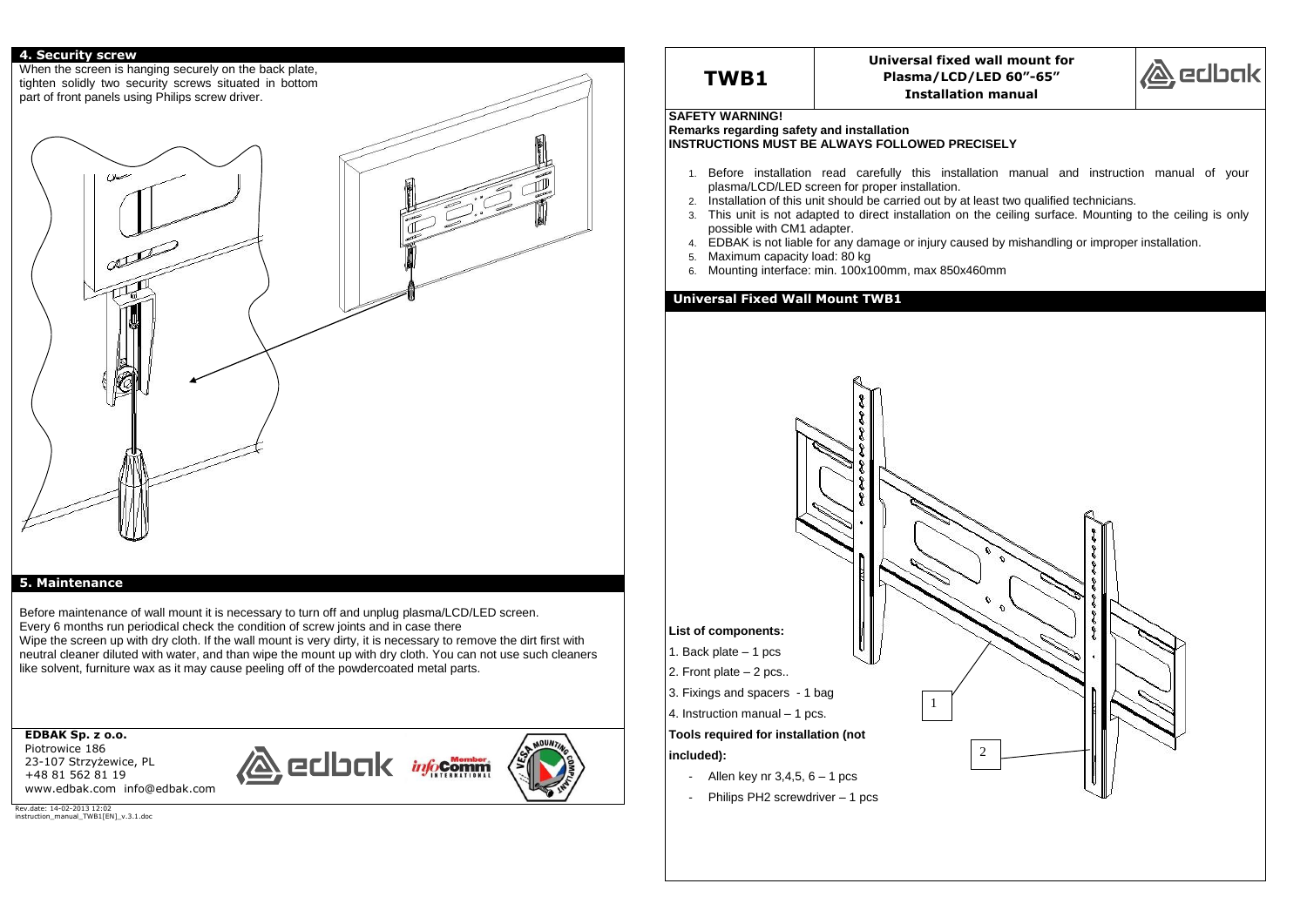# TWB1

**Universal fixed wall mount for Plasma/LCD/LED 60"-65"**
**Installation manual**

**SAFETY WARNING!**
**Remarks regarding safety and installation**
**INSTRUCTIONS MUST BE ALWAYS FOLLOWED PRECISELY**

1. Before installation read carefully this installation manual and instruction manual of your plasma/LCD/LED screen for proper installation.
2. Installation of this unit should be carried out by at least two qualified technicians.
3. This unit is not adapted to direct installation on the ceiling surface. Mounting to the ceiling is only possible with CM1 adapter.
4. EDBAK is not liable for any damage or injury caused by mishandling or improper installation.
5. Maximum capacity load: 80 kg
6. Mounting interface: min. 100x100mm, max 850x460mm

## Universal Fixed Wall Mount TWB1

**List of components:**

1. Back plate – 1 pcs
2. Front plate – 2 pcs..
3. Fixings and spacers - 1 bag
4. Instruction manual – 1 pcs.

**Tools required for installation (not included):**

- Allen key nr 3,4,5, 6 – 1 pcs
- Philips PH2 screwdriver – 1 pcs

## 4. Security screw

When the screen is hanging securely on the back plate, tighten solidly two security screws situated in bottom part of front panels using Philips screw driver.

## 5. Maintenance

Before maintenance of wall mount it is necessary to turn off and unplug plasma/LCD/LED screen.
Every 6 months run periodical check the condition of screw joints and in case there
Wipe the screen up with dry cloth. If the wall mount is very dirty, it is necessary to remove the dirt first with neutral cleaner diluted with water, and than wipe the mount up with dry cloth. You can not use such cleaners like solvent, furniture wax as it may cause peeling off of the powdercoated metal parts.

**EDBAK Sp. z o.o.**
Piotrowice 186
23-107 Strzyżewice, PL
+48 81 562 81 19
www.edbak.com info@edbak.com

Rev.date: 14-02-2013 12:02
instruction_manual_TWB1[EN]_v.3.1.doc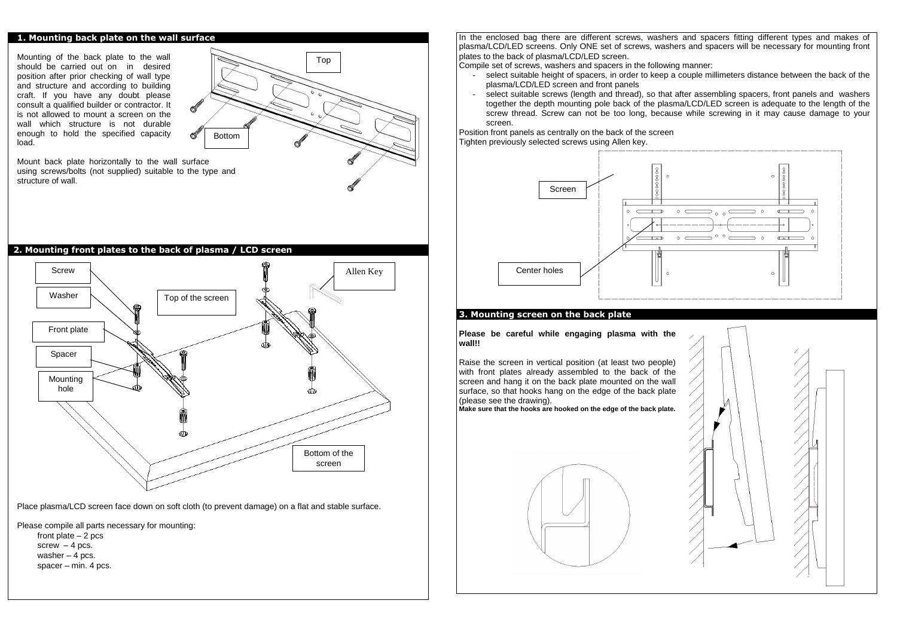## 1. Mounting back plate on the wall surface

Mounting of the back plate to the wall should be carried out on in desired position after prior checking of wall type and structure and according to building craft. If you have any doubt please consult a qualified builder or contractor. It is not allowed to mount a screen on the wall which structure is not durable enough to hold the specified capacity load.

Top

Bottom

Mount back plate horizontally to the wall surface using screws/bolts (not supplied) suitable to the type and structure of wall.

## 2. Mounting front plates to the back of plasma / LCD screen

Screw

Washer

Front plate

Spacer

Mounting hole

Top of the screen

Allen Key

Bottom of the screen

Place plasma/LCD screen face down on soft cloth (to prevent damage) on a flat and stable surface.

Please compile all parts necessary for mounting:

front plate – 2 pcs
screw – 4 pcs.
washer – 4 pcs.
spacer – min. 4 pcs.

In the enclosed bag there are different screws, washers and spacers fitting different types and makes of plasma/LCD/LED screens. Only ONE set of screws, washers and spacers will be necessary for mounting front plates to the back of plasma/LCD/LED screen.

Compile set of screws, washers and spacers in the following manner:

- select suitable height of spacers, in order to keep a couple millimeters distance between the back of the plasma/LCD/LED screen and front panels
- select suitable screws (length and thread), so that after assembling spacers, front panels and washers together the depth mounting pole back of the plasma/LCD/LED screen is adequate to the length of the screw thread. Screw can not be too long, because while screwing in it may cause damage to your screen.

Position front panels as centrally on the back of the screen

Tighten previously selected screws using Allen key.

Screen

Center holes

## 3. Mounting screen on the back plate

**Please be careful while engaging plasma with the wall!!**

Raise the screen in vertical position (at least two people) with front plates already assembled to the back of the screen and hang it on the back plate mounted on the wall surface, so that hooks hang on the edge of the back plate (please see the drawing).

**Make sure that the hooks are hooked on the edge of the back plate.**